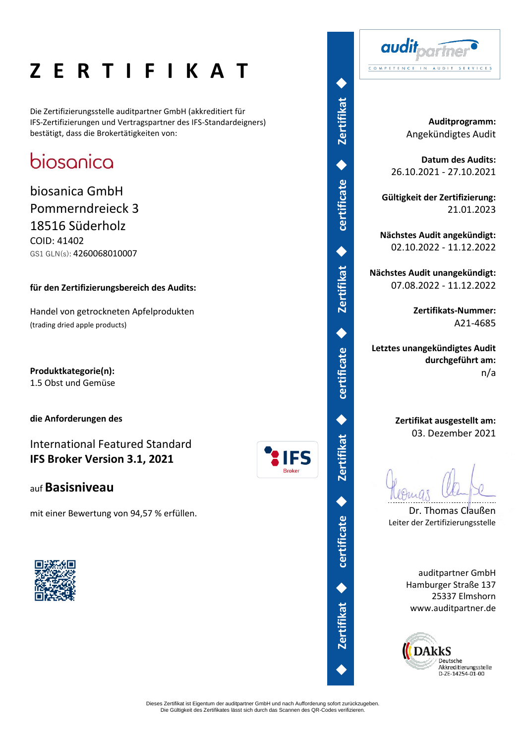# Z E R T I F I K A T

Die Zertifizierungsstelle auditpartner GmbH (akkreditiert für IFS-Zertifizierungen und Vertragspartner des IFS-Standardeigners) bestätigt, dass die Brokertätigkeiten von:

biosanica

biosanica GmbH
Pommerndreieck 3
18516 Süderholz
COID: 41402
GS1 GLN(s): 4260068010007

**für den Zertifizierungsbereich des Audits:**

Handel von getrockneten Apfelprodukten
(trading dried apple products)

**Produktkategorie(n):**
1.5 Obst und Gemüse

**die Anforderungen des**

International Featured Standard
**IFS Broker Version 3.1, 2021**

auf **Basisniveau**

mit einer Bewertung von 94,57 % erfüllen.

auditpartner — COMPETENCE IN AUDIT SERVICES

**Auditprogramm:**
Angekündigtes Audit

**Datum des Audits:**
26.10.2021 - 27.10.2021

**Gültigkeit der Zertifizierung:**
21.01.2023

**Nächstes Audit angekündigt:**
02.10.2022 - 11.12.2022

**Nächstes Audit unangekündigt:**
07.08.2022 - 11.12.2022

**Zertifikats-Nummer:**
A21-4685

**Letztes unangekündigtes Audit durchgeführt am:**
n/a

**Zertifikat ausgestellt am:**
03. Dezember 2021

Dr. Thomas Claußen
Leiter der Zertifizierungsstelle

auditpartner GmbH
Hamburger Straße 137
25337 Elmshorn
www.auditpartner.de

DAkkS Deutsche Akkreditierungsstelle D-ZE-14254-01-00

Dieses Zertifikat ist Eigentum der auditpartner GmbH und nach Aufforderung sofort zurückzugeben.
Die Gültigkeit des Zertifikates lässt sich durch das Scannen des QR-Codes verifizieren.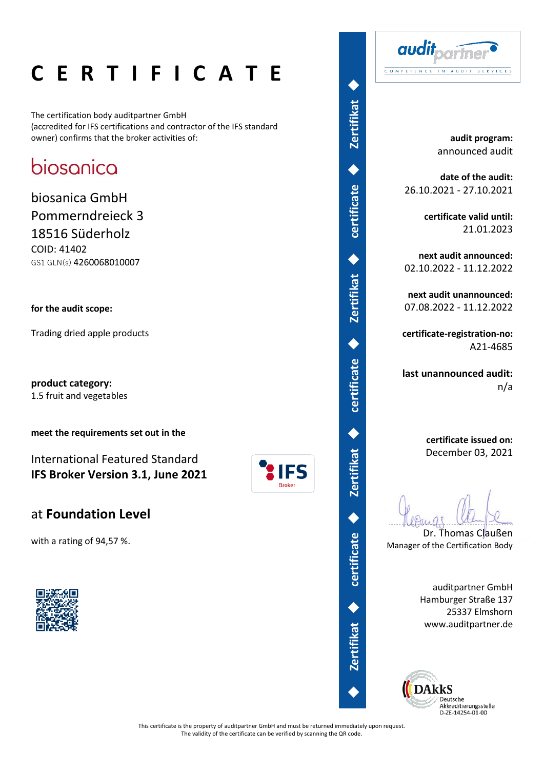# C E R T I F I C A T E

The certification body auditpartner GmbH (accredited for IFS certifications and contractor of the IFS standard owner) confirms that the broker activities of:

biosanica

biosanica GmbH
Pommerndreieck 3
18516 Süderholz
COID: 41402
GS1 GLN(s) 4260068010007

**for the audit scope:**

Trading dried apple products

**product category:**
1.5 fruit and vegetables

**meet the requirements set out in the**

International Featured Standard
**IFS Broker Version 3.1, June 2021**

## at **Foundation Level**

with a rating of 94,57 %.

Zertifikat ◆ certificate ◆ Zertifikat ◆ certificate ◆ Zertifikat ◆ certificate ◆ Zertifikat

auditpartner
COMPETENCE IN AUDIT SERVICES

**audit program:**
announced audit

**date of the audit:**
26.10.2021 - 27.10.2021

**certificate valid until:**
21.01.2023

**next audit announced:**
02.10.2022 - 11.12.2022

**next audit unannounced:**
07.08.2022 - 11.12.2022

**certificate-registration-no:**
A21-4685

**last unannounced audit:**
n/a

**certificate issued on:**
December 03, 2021

Dr. Thomas Claußen
Manager of the Certification Body

auditpartner GmbH
Hamburger Straße 137
25337 Elmshorn
www.auditpartner.de

DAkkS
Deutsche Akkreditierungsstelle
D-ZE-14254-01-00

This certificate is the property of auditpartner GmbH and must be returned immediately upon request.
The validity of the certificate can be verified by scanning the QR code.